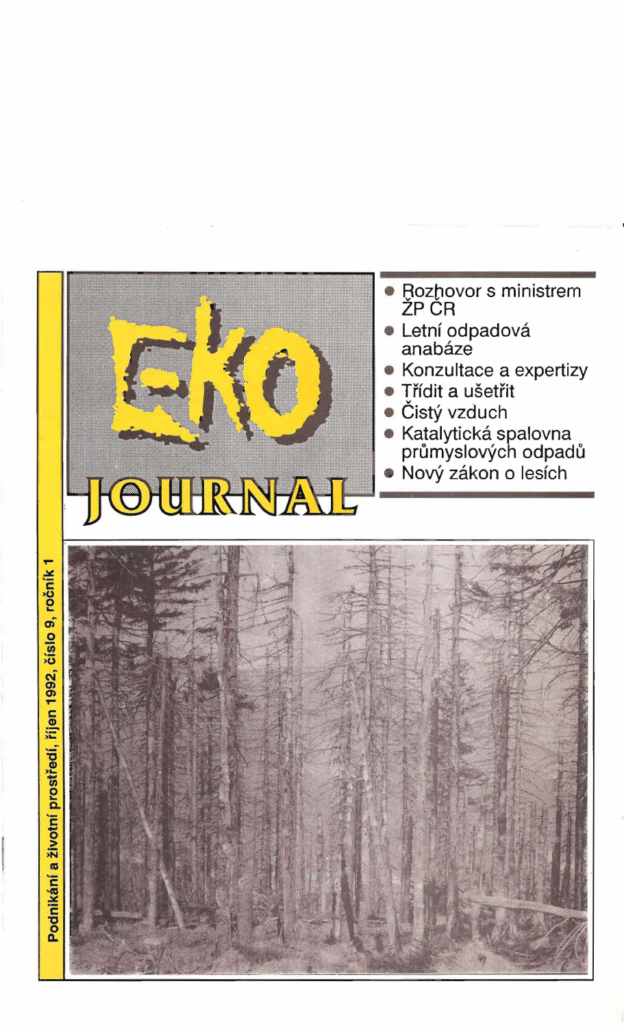# EKO JOURNAL

Podnikání a životní prostředí, říjen 1992, číslo 9, ročník 1

- Rozhovor s ministrem ŽP ČR
- Letní odpadová anabáze
- Konzultace a expertizy
- Třídit a ušetřit
- Čistý vzduch
- Katalytická spalovna průmyslových odpadů
- Nový zákon o lesích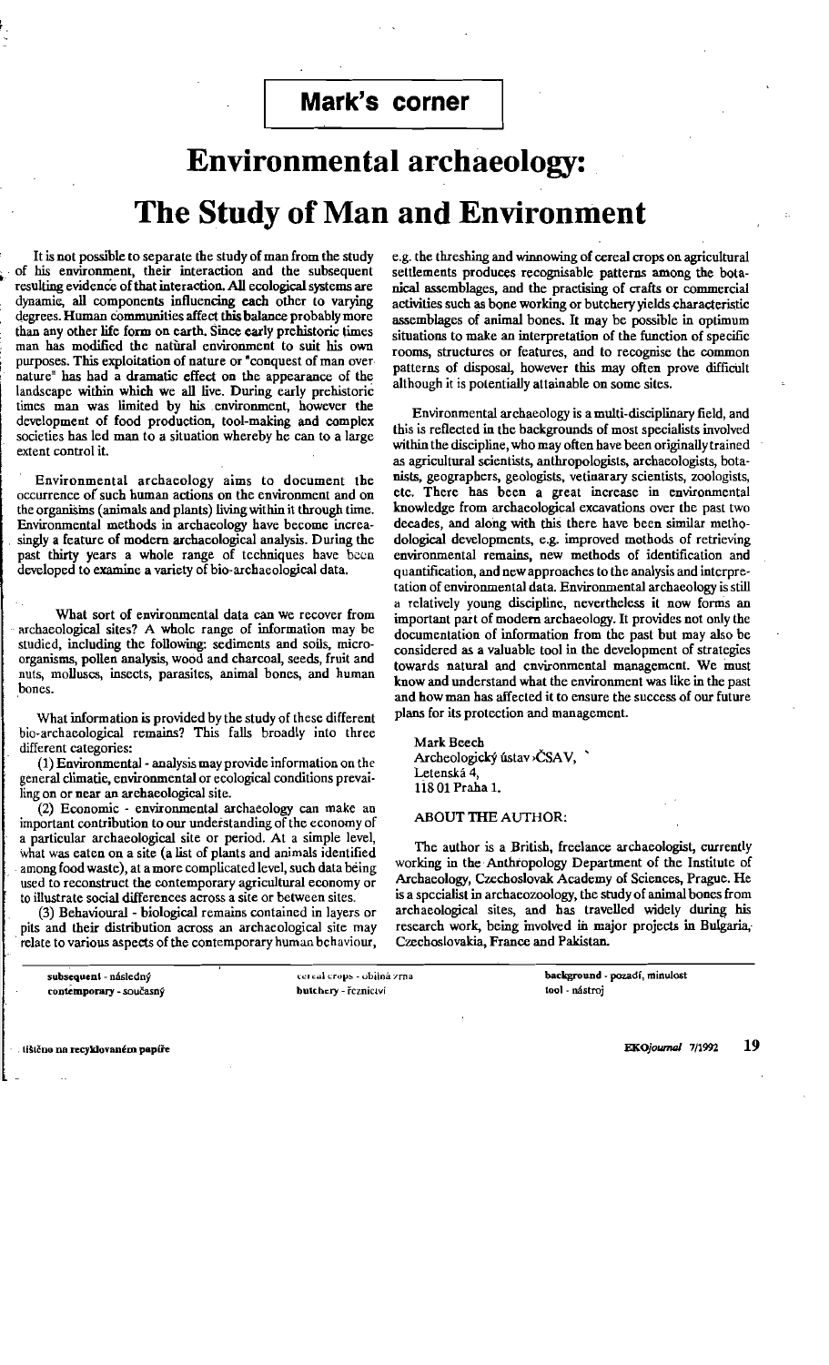## Mark's corner

# Environmental archaeology: The Study of Man and Environment

It is not possible to separate the study of man from the study of his environment, their interaction and the subsequent resulting evidence of that interaction. All ecological systems are dynamic, all components influencing each other to varying degrees. Human communities affect this balance probably more than any other life form on earth. Since early prehistoric times man has modified the natural environment to suit his own purposes. This exploitation of nature or "conquest of man over nature" has had a dramatic effect on the appearance of the landscape within which we all live. During early prehistoric times man was limited by his environment, however the development of food production, tool-making and complex societies has led man to a situation whereby he can to a large extent control it.

Environmental archaeology aims to document the occurrence of such human actions on the environment and on the organisms (animals and plants) living within it through time. Environmental methods in archaeology have become increasingly a feature of modern archaeological analysis. During the past thirty years a whole range of techniques have been developed to examine a variety of bio-archaeological data.

What sort of environmental data can we recover from archaeological sites? A whole range of information may be studied, including the following: sediments and soils, micro-organisms, pollen analysis, wood and charcoal, seeds, fruit and nuts, molluscs, insects, parasites, animal bones, and human bones.

What information is provided by the study of these different bio-archaeological remains? This falls broadly into three different categories:

(1) Environmental - analysis may provide information on the general climatic, environmental or ecological conditions prevailing on or near an archaeological site.

(2) Economic - environmental archaeology can make an important contribution to our understanding of the economy of a particular archaeological site or period. At a simple level, what was eaten on a site (a list of plants and animals identified among food waste), at a more complicated level, such data being used to reconstruct the contemporary agricultural economy or to illustrate social differences across a site or between sites.

(3) Behavioural - biological remains contained in layers or pits and their distribution across an archaeological site may relate to various aspects of the contemporary human behaviour, e.g. the threshing and winnowing of cereal crops on agricultural settlements produces recognisable patterns among the botanical assemblages, and the practising of crafts or commercial activities such as bone working or butchery yields characteristic assemblages of animal bones. It may be possible in optimum situations to make an interpretation of the function of specific rooms, structures or features, and to recognise the common patterns of disposal, however this may often prove difficult although it is potentially attainable on some sites.

Environmental archaeology is a multi-disciplinary field, and this is reflected in the backgrounds of most specialists involved within the discipline, who may often have been originally trained as agricultural scientists, anthropologists, archaeologists, botanists, geographers, geologists, vetinarary scientists, zoologists, etc. There has been a great increase in environmental knowledge from archaeological excavations over the past two decades, and along with this there have been similar methodological developments, e.g. improved methods of retrieving environmental remains, new methods of identification and quantification, and new approaches to the analysis and interpretation of environmental data. Environmental archaeology is still a relatively young discipline, nevertheless it now forms an important part of modern archaeology. It provides not only the documentation of information from the past but may also be considered as a valuable tool in the development of strategies towards natural and environmental management. We must know and understand what the environment was like in the past and how man has affected it to ensure the success of our future plans for its protection and management.

Mark Beech
Archeologický ústav ČSAV,
Letenská 4,
118 01 Praha 1.

ABOUT THE AUTHOR:

The author is a British, freelance archaeologist, currently working in the Anthropology Department of the Institute of Archaeology, Czechoslovak Academy of Sciences, Prague. He is a specialist in archaeozoology, the study of animal bones from archaeological sites, and has travelled widely during his research work, being involved in major projects in Bulgaria, Czechoslovakia, France and Pakistan.

---

**subsequent** - následný
**contemporary** - současný
**cereal crops** - obilná zrna
**butchery** - řeznictví
**background** - pozadí, minulost
**tool** - nástroj

tištěno na recyklovaném papíře